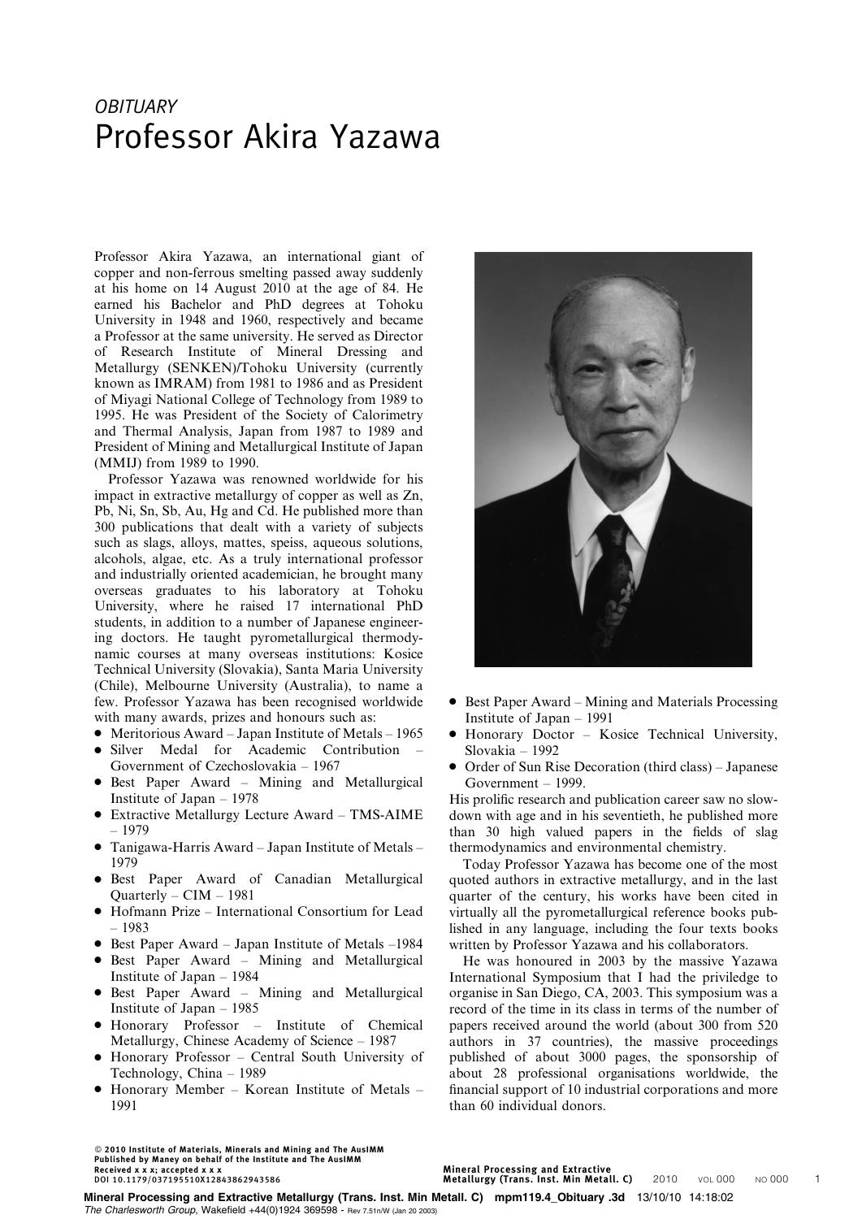*OBITUARY*

# Professor Akira Yazawa

Professor Akira Yazawa, an international giant of copper and non-ferrous smelting passed away suddenly at his home on 14 August 2010 at the age of 84. He earned his Bachelor and PhD degrees at Tohoku University in 1948 and 1960, respectively and became a Professor at the same university. He served as Director of Research Institute of Mineral Dressing and Metallurgy (SENKEN)/Tohoku University (currently known as IMRAM) from 1981 to 1986 and as President of Miyagi National College of Technology from 1989 to 1995. He was President of the Society of Calorimetry and Thermal Analysis, Japan from 1987 to 1989 and President of Mining and Metallurgical Institute of Japan (MMIJ) from 1989 to 1990.

Professor Yazawa was renowned worldwide for his impact in extractive metallurgy of copper as well as Zn, Pb, Ni, Sn, Sb, Au, Hg and Cd. He published more than 300 publications that dealt with a variety of subjects such as slags, alloys, mattes, speiss, aqueous solutions, alcohols, algae, etc. As a truly international professor and industrially oriented academician, he brought many overseas graduates to his laboratory at Tohoku University, where he raised 17 international PhD students, in addition to a number of Japanese engineering doctors. He taught pyrometallurgical thermodynamic courses at many overseas institutions: Kosice Technical University (Slovakia), Santa Maria University (Chile), Melbourne University (Australia), to name a few. Professor Yazawa has been recognised worldwide with many awards, prizes and honours such as:

- Meritorious Award – Japan Institute of Metals – 1965
- Silver Medal for Academic Contribution – Government of Czechoslovakia – 1967
- Best Paper Award – Mining and Metallurgical Institute of Japan – 1978
- Extractive Metallurgy Lecture Award – TMS-AIME – 1979
- Tanigawa-Harris Award – Japan Institute of Metals – 1979
- Best Paper Award of Canadian Metallurgical Quarterly – CIM – 1981
- Hofmann Prize – International Consortium for Lead – 1983
- Best Paper Award – Japan Institute of Metals –1984
- Best Paper Award – Mining and Metallurgical Institute of Japan – 1984
- Best Paper Award – Mining and Metallurgical Institute of Japan – 1985
- Honorary Professor – Institute of Chemical Metallurgy, Chinese Academy of Science – 1987
- Honorary Professor – Central South University of Technology, China – 1989
- Honorary Member – Korean Institute of Metals – 1991
- Best Paper Award – Mining and Materials Processing Institute of Japan – 1991
- Honorary Doctor – Kosice Technical University, Slovakia – 1992
- Order of Sun Rise Decoration (third class) – Japanese Government – 1999.

His prolific research and publication career saw no slowdown with age and in his seventieth, he published more than 30 high valued papers in the fields of slag thermodynamics and environmental chemistry.

Today Professor Yazawa has become one of the most quoted authors in extractive metallurgy, and in the last quarter of the century, his works have been cited in virtually all the pyrometallurgical reference books published in any language, including the four texts books written by Professor Yazawa and his collaborators.

He was honoured in 2003 by the massive Yazawa International Symposium that I had the priviledge to organise in San Diego, CA, 2003. This symposium was a record of the time in its class in terms of the number of papers received around the world (about 300 from 520 authors in 37 countries), the massive proceedings published of about 3000 pages, the sponsorship of about 28 professional organisations worldwide, the financial support of 10 industrial corporations and more than 60 individual donors.

© 2010 Institute of Materials, Minerals and Mining and The AusIMM
Published by Maney on behalf of the Institute and The AusIMM
Received x x x; accepted x x x
DOI 10.1179/037195510X12843862943586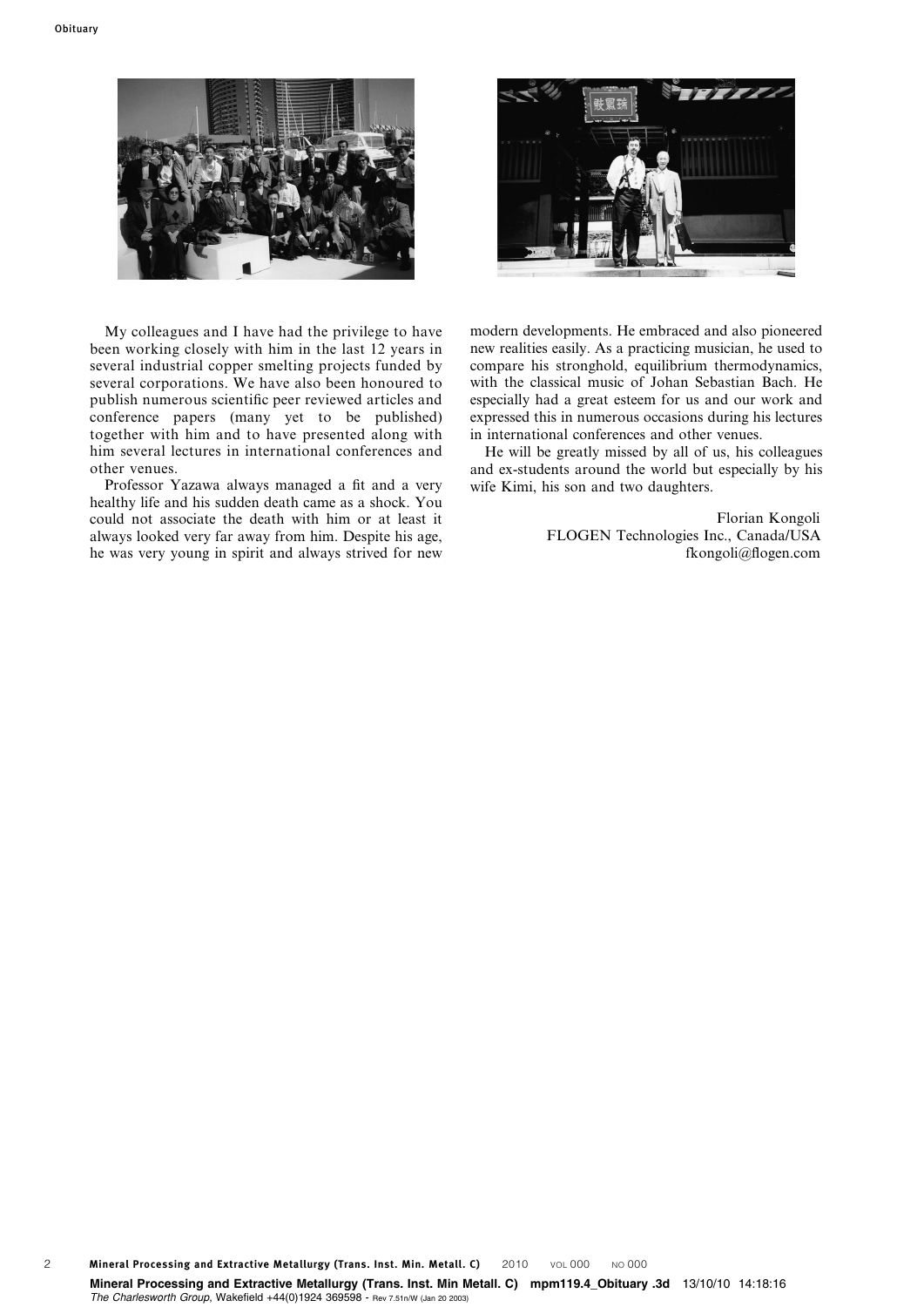My colleagues and I have had the privilege to have been working closely with him in the last 12 years in several industrial copper smelting projects funded by several corporations. We have also been honoured to publish numerous scientific peer reviewed articles and conference papers (many yet to be published) together with him and to have presented along with him several lectures in international conferences and other venues.

Professor Yazawa always managed a fit and a very healthy life and his sudden death came as a shock. You could not associate the death with him or at least it always looked very far away from him. Despite his age, he was very young in spirit and always strived for new modern developments. He embraced and also pioneered new realities easily. As a practicing musician, he used to compare his stronghold, equilibrium thermodynamics, with the classical music of Johan Sebastian Bach. He especially had a great esteem for us and our work and expressed this in numerous occasions during his lectures in international conferences and other venues.

He will be greatly missed by all of us, his colleagues and ex-students around the world but especially by his wife Kimi, his son and two daughters.

Florian Kongoli
FLOGEN Technologies Inc., Canada/USA
fkongoli@flogen.com